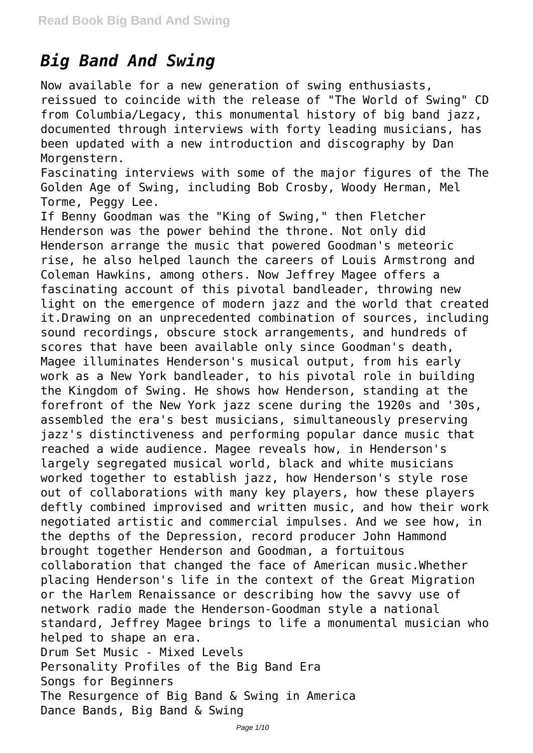# *Big Band And Swing*

Now available for a new generation of swing enthusiasts, reissued to coincide with the release of "The World of Swing" CD from Columbia/Legacy, this monumental history of big band jazz, documented through interviews with forty leading musicians, has been updated with a new introduction and discography by Dan Morgenstern.

Fascinating interviews with some of the major figures of the The Golden Age of Swing, including Bob Crosby, Woody Herman, Mel Torme, Peggy Lee.

If Benny Goodman was the "King of Swing," then Fletcher Henderson was the power behind the throne. Not only did Henderson arrange the music that powered Goodman's meteoric rise, he also helped launch the careers of Louis Armstrong and Coleman Hawkins, among others. Now Jeffrey Magee offers a fascinating account of this pivotal bandleader, throwing new light on the emergence of modern jazz and the world that created it.Drawing on an unprecedented combination of sources, including sound recordings, obscure stock arrangements, and hundreds of scores that have been available only since Goodman's death, Magee illuminates Henderson's musical output, from his early work as a New York bandleader, to his pivotal role in building the Kingdom of Swing. He shows how Henderson, standing at the forefront of the New York jazz scene during the 1920s and '30s, assembled the era's best musicians, simultaneously preserving jazz's distinctiveness and performing popular dance music that reached a wide audience. Magee reveals how, in Henderson's largely segregated musical world, black and white musicians worked together to establish jazz, how Henderson's style rose out of collaborations with many key players, how these players deftly combined improvised and written music, and how their work negotiated artistic and commercial impulses. And we see how, in the depths of the Depression, record producer John Hammond brought together Henderson and Goodman, a fortuitous collaboration that changed the face of American music.Whether placing Henderson's life in the context of the Great Migration or the Harlem Renaissance or describing how the savvy use of network radio made the Henderson-Goodman style a national standard, Jeffrey Magee brings to life a monumental musician who helped to shape an era.

Drum Set Music - Mixed Levels
Personality Profiles of the Big Band Era
Songs for Beginners
The Resurgence of Big Band & Swing in America
Dance Bands, Big Band & Swing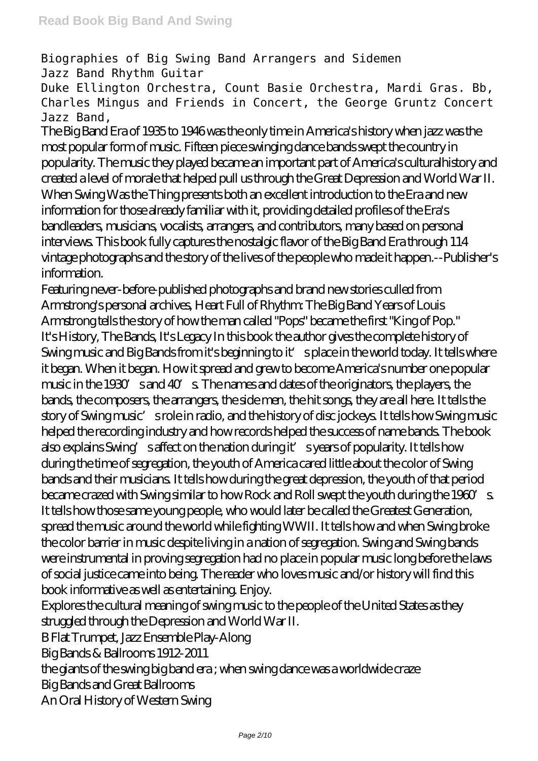Biographies of Big Swing Band Arrangers and Sidemen
Jazz Band Rhythm Guitar
Duke Ellington Orchestra, Count Basie Orchestra, Mardi Gras. Bb, Charles Mingus and Friends in Concert, the George Gruntz Concert Jazz Band,

The Big Band Era of 1935 to 1946 was the only time in America's history when jazz was the most popular form of music. Fifteen piece swinging dance bands swept the country in popularity. The music they played became an important part of America's culturalhistory and created a level of morale that helped pull us through the Great Depression and World War II. When Swing Was the Thing presents both an excellent introduction to the Era and new information for those already familiar with it, providing detailed profiles of the Era's bandleaders, musicians, vocalists, arrangers, and contributors, many based on personal interviews. This book fully captures the nostalgic flavor of the Big Band Era through 114 vintage photographs and the story of the lives of the people who made it happen.--Publisher's information.

Featuring never-before-published photographs and brand new stories culled from Armstrong's personal archives, Heart Full of Rhythm: The Big Band Years of Louis Armstrong tells the story of how the man called "Pops" became the first "King of Pop."

It's History, The Bands, It's Legacy In this book the author gives the complete history of Swing music and Big Bands from it's beginning to it's place in the world today. It tells where it began. When it began. How it spread and grew to become America's number one popular music in the 1930's and 40's. The names and dates of the originators, the players, the bands, the composers, the arrangers, the side men, the hit songs, they are all here. It tells the story of Swing music's role in radio, and the history of disc jockeys. It tells how Swing music helped the recording industry and how records helped the success of name bands. The book also explains Swing's affect on the nation during it's years of popularity. It tells how during the time of segregation, the youth of America cared little about the color of Swing bands and their musicians. It tells how during the great depression, the youth of that period became crazed with Swing similar to how Rock and Roll swept the youth during the 1960's. It tells how those same young people, who would later be called the Greatest Generation, spread the music around the world while fighting WWII. It tells how and when Swing broke the color barrier in music despite living in a nation of segregation. Swing and Swing bands were instrumental in proving segregation had no place in popular music long before the laws of social justice came into being. The reader who loves music and/or history will find this book informative as well as entertaining. Enjoy.

Explores the cultural meaning of swing music to the people of the United States as they struggled through the Depression and World War II.

B Flat Trumpet, Jazz Ensemble Play-Along
Big Bands & Ballrooms 1912-2011
the giants of the swing big band era ; when swing dance was a worldwide craze
Big Bands and Great Ballrooms
An Oral History of Western Swing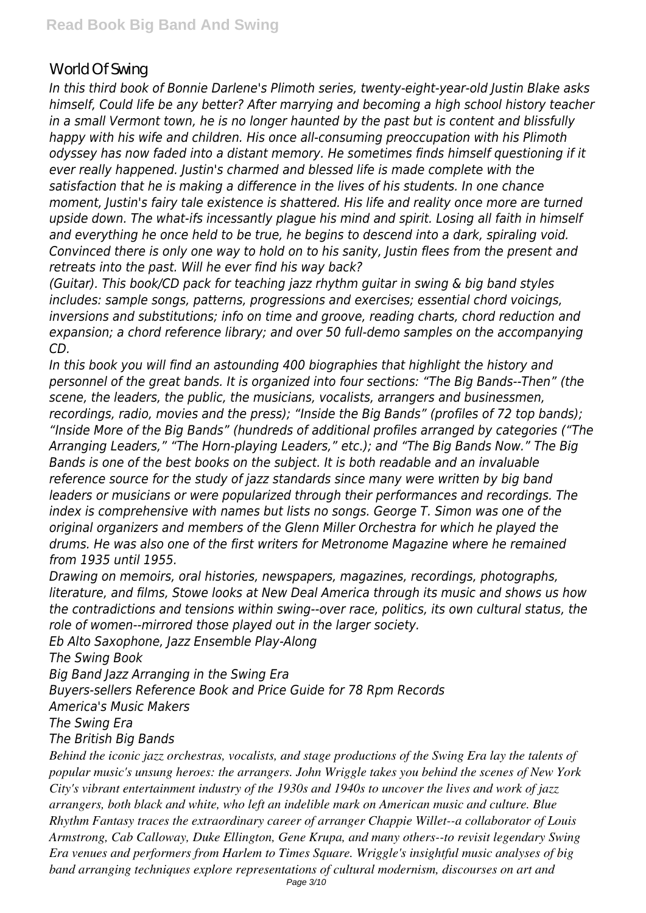## World Of Swing

*In this third book of Bonnie Darlene's Plimoth series, twenty-eight-year-old Justin Blake asks himself, Could life be any better? After marrying and becoming a high school history teacher in a small Vermont town, he is no longer haunted by the past but is content and blissfully happy with his wife and children. His once all-consuming preoccupation with his Plimoth odyssey has now faded into a distant memory. He sometimes finds himself questioning if it ever really happened. Justin's charmed and blessed life is made complete with the satisfaction that he is making a difference in the lives of his students. In one chance moment, Justin's fairy tale existence is shattered. His life and reality once more are turned upside down. The what-ifs incessantly plague his mind and spirit. Losing all faith in himself and everything he once held to be true, he begins to descend into a dark, spiraling void. Convinced there is only one way to hold on to his sanity, Justin flees from the present and retreats into the past. Will he ever find his way back?*

*(Guitar). This book/CD pack for teaching jazz rhythm guitar in swing & big band styles includes: sample songs, patterns, progressions and exercises; essential chord voicings, inversions and substitutions; info on time and groove, reading charts, chord reduction and expansion; a chord reference library; and over 50 full-demo samples on the accompanying CD.*

*In this book you will find an astounding 400 biographies that highlight the history and personnel of the great bands. It is organized into four sections: "The Big Bands--Then" (the scene, the leaders, the public, the musicians, vocalists, arrangers and businessmen, recordings, radio, movies and the press); "Inside the Big Bands" (profiles of 72 top bands); "Inside More of the Big Bands" (hundreds of additional profiles arranged by categories ("The Arranging Leaders," "The Horn-playing Leaders," etc.); and "The Big Bands Now." The Big Bands is one of the best books on the subject. It is both readable and an invaluable reference source for the study of jazz standards since many were written by big band leaders or musicians or were popularized through their performances and recordings. The index is comprehensive with names but lists no songs. George T. Simon was one of the original organizers and members of the Glenn Miller Orchestra for which he played the drums. He was also one of the first writers for Metronome Magazine where he remained from 1935 until 1955.*

*Drawing on memoirs, oral histories, newspapers, magazines, recordings, photographs, literature, and films, Stowe looks at New Deal America through its music and shows us how the contradictions and tensions within swing--over race, politics, its own cultural status, the role of women--mirrored those played out in the larger society.*

*Eb Alto Saxophone, Jazz Ensemble Play-Along*

*The Swing Book*

*Big Band Jazz Arranging in the Swing Era*

*Buyers-sellers Reference Book and Price Guide for 78 Rpm Records*

*America's Music Makers*

*The Swing Era*

*The British Big Bands*

*Behind the iconic jazz orchestras, vocalists, and stage productions of the Swing Era lay the talents of popular music's unsung heroes: the arrangers. John Wriggle takes you behind the scenes of New York City's vibrant entertainment industry of the 1930s and 1940s to uncover the lives and work of jazz arrangers, both black and white, who left an indelible mark on American music and culture. Blue Rhythm Fantasy traces the extraordinary career of arranger Chappie Willet--a collaborator of Louis Armstrong, Cab Calloway, Duke Ellington, Gene Krupa, and many others--to revisit legendary Swing Era venues and performers from Harlem to Times Square. Wriggle's insightful music analyses of big band arranging techniques explore representations of cultural modernism, discourses on art and*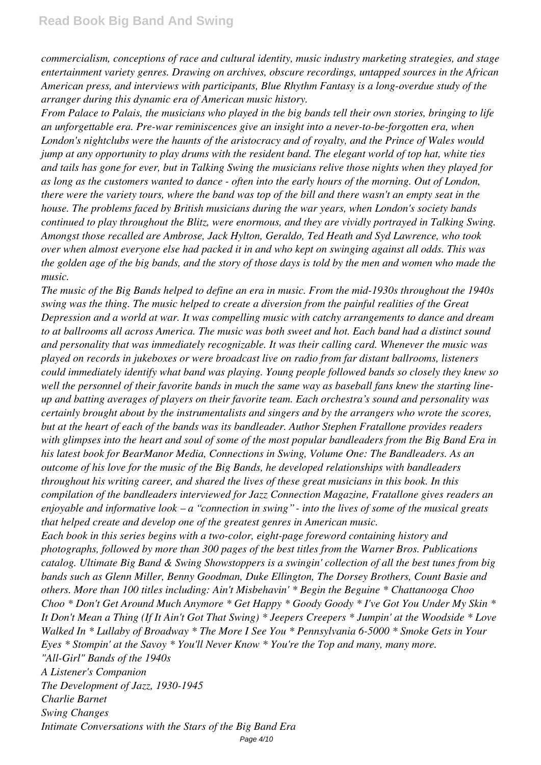*commercialism, conceptions of race and cultural identity, music industry marketing strategies, and stage entertainment variety genres. Drawing on archives, obscure recordings, untapped sources in the African American press, and interviews with participants, Blue Rhythm Fantasy is a long-overdue study of the arranger during this dynamic era of American music history.*

*From Palace to Palais, the musicians who played in the big bands tell their own stories, bringing to life an unforgettable era. Pre-war reminiscences give an insight into a never-to-be-forgotten era, when London's nightclubs were the haunts of the aristocracy and of royalty, and the Prince of Wales would jump at any opportunity to play drums with the resident band. The elegant world of top hat, white ties and tails has gone for ever, but in Talking Swing the musicians relive those nights when they played for as long as the customers wanted to dance - often into the early hours of the morning. Out of London, there were the variety tours, where the band was top of the bill and there wasn't an empty seat in the house. The problems faced by British musicians during the war years, when London's society bands continued to play throughout the Blitz, were enormous, and they are vividly portrayed in Talking Swing. Amongst those recalled are Ambrose, Jack Hylton, Geraldo, Ted Heath and Syd Lawrence, who took over when almost everyone else had packed it in and who kept on swinging against all odds. This was the golden age of the big bands, and the story of those days is told by the men and women who made the music.*

*The music of the Big Bands helped to define an era in music. From the mid-1930s throughout the 1940s swing was the thing. The music helped to create a diversion from the painful realities of the Great Depression and a world at war. It was compelling music with catchy arrangements to dance and dream to at ballrooms all across America. The music was both sweet and hot. Each band had a distinct sound and personality that was immediately recognizable. It was their calling card. Whenever the music was played on records in jukeboxes or were broadcast live on radio from far distant ballrooms, listeners could immediately identify what band was playing. Young people followed bands so closely they knew so well the personnel of their favorite bands in much the same way as baseball fans knew the starting line-up and batting averages of players on their favorite team. Each orchestra's sound and personality was certainly brought about by the instrumentalists and singers and by the arrangers who wrote the scores, but at the heart of each of the bands was its bandleader. Author Stephen Fratallone provides readers with glimpses into the heart and soul of some of the most popular bandleaders from the Big Band Era in his latest book for BearManor Media, Connections in Swing, Volume One: The Bandleaders. As an outcome of his love for the music of the Big Bands, he developed relationships with bandleaders throughout his writing career, and shared the lives of these great musicians in this book. In this compilation of the bandleaders interviewed for Jazz Connection Magazine, Fratallone gives readers an enjoyable and informative look – a "connection in swing" - into the lives of some of the musical greats that helped create and develop one of the greatest genres in American music.*

*Each book in this series begins with a two-color, eight-page foreword containing history and photographs, followed by more than 300 pages of the best titles from the Warner Bros. Publications catalog. Ultimate Big Band & Swing Showstoppers is a swingin' collection of all the best tunes from big bands such as Glenn Miller, Benny Goodman, Duke Ellington, The Dorsey Brothers, Count Basie and others. More than 100 titles including: Ain't Misbehavin' * Begin the Beguine * Chattanooga Choo Choo * Don't Get Around Much Anymore * Get Happy * Goody Goody * I've Got You Under My Skin * It Don't Mean a Thing (If It Ain't Got That Swing) * Jeepers Creepers * Jumpin' at the Woodside * Love Walked In * Lullaby of Broadway * The More I See You * Pennsylvania 6-5000 * Smoke Gets in Your Eyes * Stompin' at the Savoy * You'll Never Know * You're the Top and many, many more.*

*"All-Girl" Bands of the 1940s*
*A Listener's Companion*
*The Development of Jazz, 1930-1945*
*Charlie Barnet*
*Swing Changes*
*Intimate Conversations with the Stars of the Big Band Era*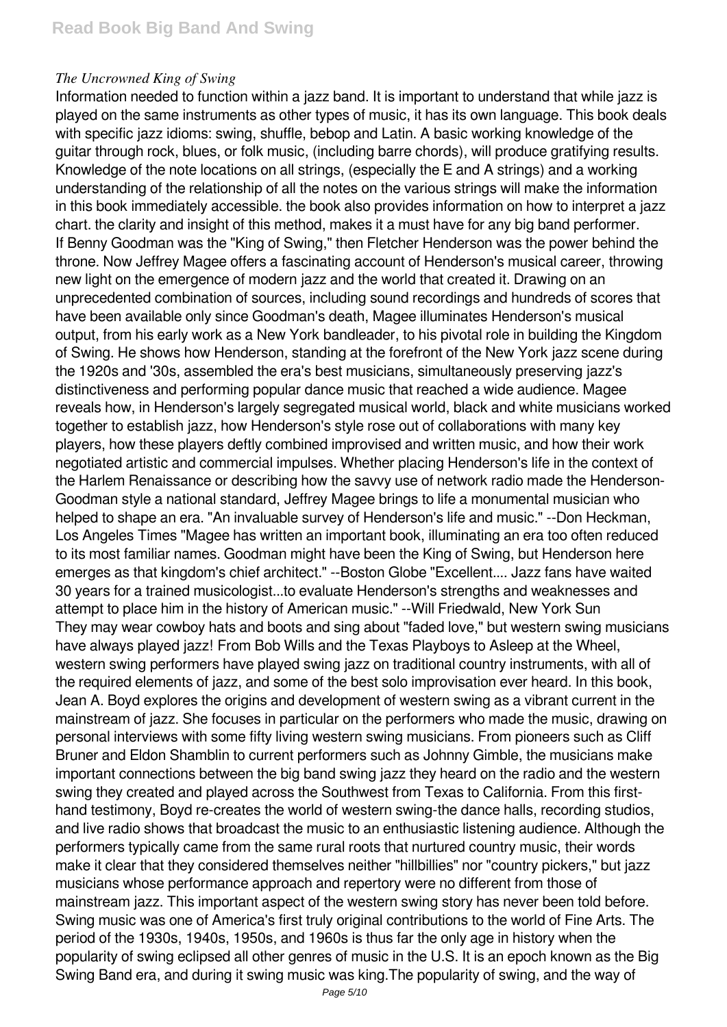*The Uncrowned King of Swing*

Information needed to function within a jazz band. It is important to understand that while jazz is played on the same instruments as other types of music, it has its own language. This book deals with specific jazz idioms: swing, shuffle, bebop and Latin. A basic working knowledge of the guitar through rock, blues, or folk music, (including barre chords), will produce gratifying results. Knowledge of the note locations on all strings, (especially the E and A strings) and a working understanding of the relationship of all the notes on the various strings will make the information in this book immediately accessible. the book also provides information on how to interpret a jazz chart. the clarity and insight of this method, makes it a must have for any big band performer.

If Benny Goodman was the "King of Swing," then Fletcher Henderson was the power behind the throne. Now Jeffrey Magee offers a fascinating account of Henderson's musical career, throwing new light on the emergence of modern jazz and the world that created it. Drawing on an unprecedented combination of sources, including sound recordings and hundreds of scores that have been available only since Goodman's death, Magee illuminates Henderson's musical output, from his early work as a New York bandleader, to his pivotal role in building the Kingdom of Swing. He shows how Henderson, standing at the forefront of the New York jazz scene during the 1920s and '30s, assembled the era's best musicians, simultaneously preserving jazz's distinctiveness and performing popular dance music that reached a wide audience. Magee reveals how, in Henderson's largely segregated musical world, black and white musicians worked together to establish jazz, how Henderson's style rose out of collaborations with many key players, how these players deftly combined improvised and written music, and how their work negotiated artistic and commercial impulses. Whether placing Henderson's life in the context of the Harlem Renaissance or describing how the savvy use of network radio made the Henderson-Goodman style a national standard, Jeffrey Magee brings to life a monumental musician who helped to shape an era. "An invaluable survey of Henderson's life and music." --Don Heckman, Los Angeles Times "Magee has written an important book, illuminating an era too often reduced to its most familiar names. Goodman might have been the King of Swing, but Henderson here emerges as that kingdom's chief architect." --Boston Globe "Excellent.... Jazz fans have waited 30 years for a trained musicologist...to evaluate Henderson's strengths and weaknesses and attempt to place him in the history of American music." --Will Friedwald, New York Sun

They may wear cowboy hats and boots and sing about "faded love," but western swing musicians have always played jazz! From Bob Wills and the Texas Playboys to Asleep at the Wheel, western swing performers have played swing jazz on traditional country instruments, with all of the required elements of jazz, and some of the best solo improvisation ever heard. In this book, Jean A. Boyd explores the origins and development of western swing as a vibrant current in the mainstream of jazz. She focuses in particular on the performers who made the music, drawing on personal interviews with some fifty living western swing musicians. From pioneers such as Cliff Bruner and Eldon Shamblin to current performers such as Johnny Gimble, the musicians make important connections between the big band swing jazz they heard on the radio and the western swing they created and played across the Southwest from Texas to California. From this first-hand testimony, Boyd re-creates the world of western swing-the dance halls, recording studios, and live radio shows that broadcast the music to an enthusiastic listening audience. Although the performers typically came from the same rural roots that nurtured country music, their words make it clear that they considered themselves neither "hillbillies" nor "country pickers," but jazz musicians whose performance approach and repertory were no different from those of mainstream jazz. This important aspect of the western swing story has never been told before.

Swing music was one of America's first truly original contributions to the world of Fine Arts. The period of the 1930s, 1940s, 1950s, and 1960s is thus far the only age in history when the popularity of swing eclipsed all other genres of music in the U.S. It is an epoch known as the Big Swing Band era, and during it swing music was king.The popularity of swing, and the way of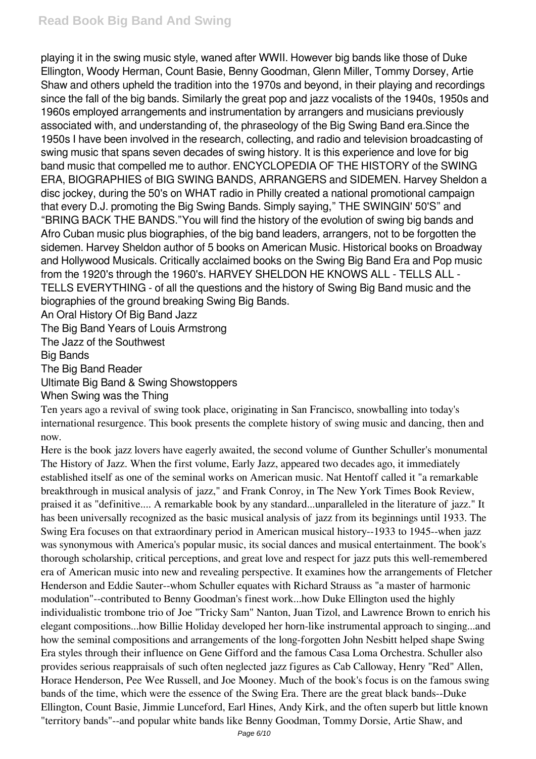playing it in the swing music style, waned after WWII. However big bands like those of Duke Ellington, Woody Herman, Count Basie, Benny Goodman, Glenn Miller, Tommy Dorsey, Artie Shaw and others upheld the tradition into the 1970s and beyond, in their playing and recordings since the fall of the big bands. Similarly the great pop and jazz vocalists of the 1940s, 1950s and 1960s employed arrangements and instrumentation by arrangers and musicians previously associated with, and understanding of, the phraseology of the Big Swing Band era.Since the 1950s I have been involved in the research, collecting, and radio and television broadcasting of swing music that spans seven decades of swing history. It is this experience and love for big band music that compelled me to author. ENCYCLOPEDIA OF THE HISTORY of the SWING ERA, BIOGRAPHIES of BIG SWING BANDS, ARRANGERS and SIDEMEN. Harvey Sheldon a disc jockey, during the 50's on WHAT radio in Philly created a national promotional campaign that every D.J. promoting the Big Swing Bands. Simply saying," THE SWINGIN' 50'S" and "BRING BACK THE BANDS."You will find the history of the evolution of swing big bands and Afro Cuban music plus biographies, of the big band leaders, arrangers, not to be forgotten the sidemen. Harvey Sheldon author of 5 books on American Music. Historical books on Broadway and Hollywood Musicals. Critically acclaimed books on the Swing Big Band Era and Pop music from the 1920's through the 1960's. HARVEY SHELDON HE KNOWS ALL - TELLS ALL - TELLS EVERYTHING - of all the questions and the history of Swing Big Band music and the biographies of the ground breaking Swing Big Bands.

An Oral History Of Big Band Jazz

The Big Band Years of Louis Armstrong

The Jazz of the Southwest

Big Bands

The Big Band Reader

Ultimate Big Band & Swing Showstoppers

When Swing was the Thing

Ten years ago a revival of swing took place, originating in San Francisco, snowballing into today's international resurgence. This book presents the complete history of swing music and dancing, then and now.

Here is the book jazz lovers have eagerly awaited, the second volume of Gunther Schuller's monumental The History of Jazz. When the first volume, Early Jazz, appeared two decades ago, it immediately established itself as one of the seminal works on American music. Nat Hentoff called it "a remarkable breakthrough in musical analysis of jazz," and Frank Conroy, in The New York Times Book Review, praised it as "definitive.... A remarkable book by any standard...unparalleled in the literature of jazz." It has been universally recognized as the basic musical analysis of jazz from its beginnings until 1933. The Swing Era focuses on that extraordinary period in American musical history--1933 to 1945--when jazz was synonymous with America's popular music, its social dances and musical entertainment. The book's thorough scholarship, critical perceptions, and great love and respect for jazz puts this well-remembered era of American music into new and revealing perspective. It examines how the arrangements of Fletcher Henderson and Eddie Sauter--whom Schuller equates with Richard Strauss as "a master of harmonic modulation"--contributed to Benny Goodman's finest work...how Duke Ellington used the highly individualistic trombone trio of Joe "Tricky Sam" Nanton, Juan Tizol, and Lawrence Brown to enrich his elegant compositions...how Billie Holiday developed her horn-like instrumental approach to singing...and how the seminal compositions and arrangements of the long-forgotten John Nesbitt helped shape Swing Era styles through their influence on Gene Gifford and the famous Casa Loma Orchestra. Schuller also provides serious reappraisals of such often neglected jazz figures as Cab Calloway, Henry "Red" Allen, Horace Henderson, Pee Wee Russell, and Joe Mooney. Much of the book's focus is on the famous swing bands of the time, which were the essence of the Swing Era. There are the great black bands--Duke Ellington, Count Basie, Jimmie Lunceford, Earl Hines, Andy Kirk, and the often superb but little known "territory bands"--and popular white bands like Benny Goodman, Tommy Dorsie, Artie Shaw, and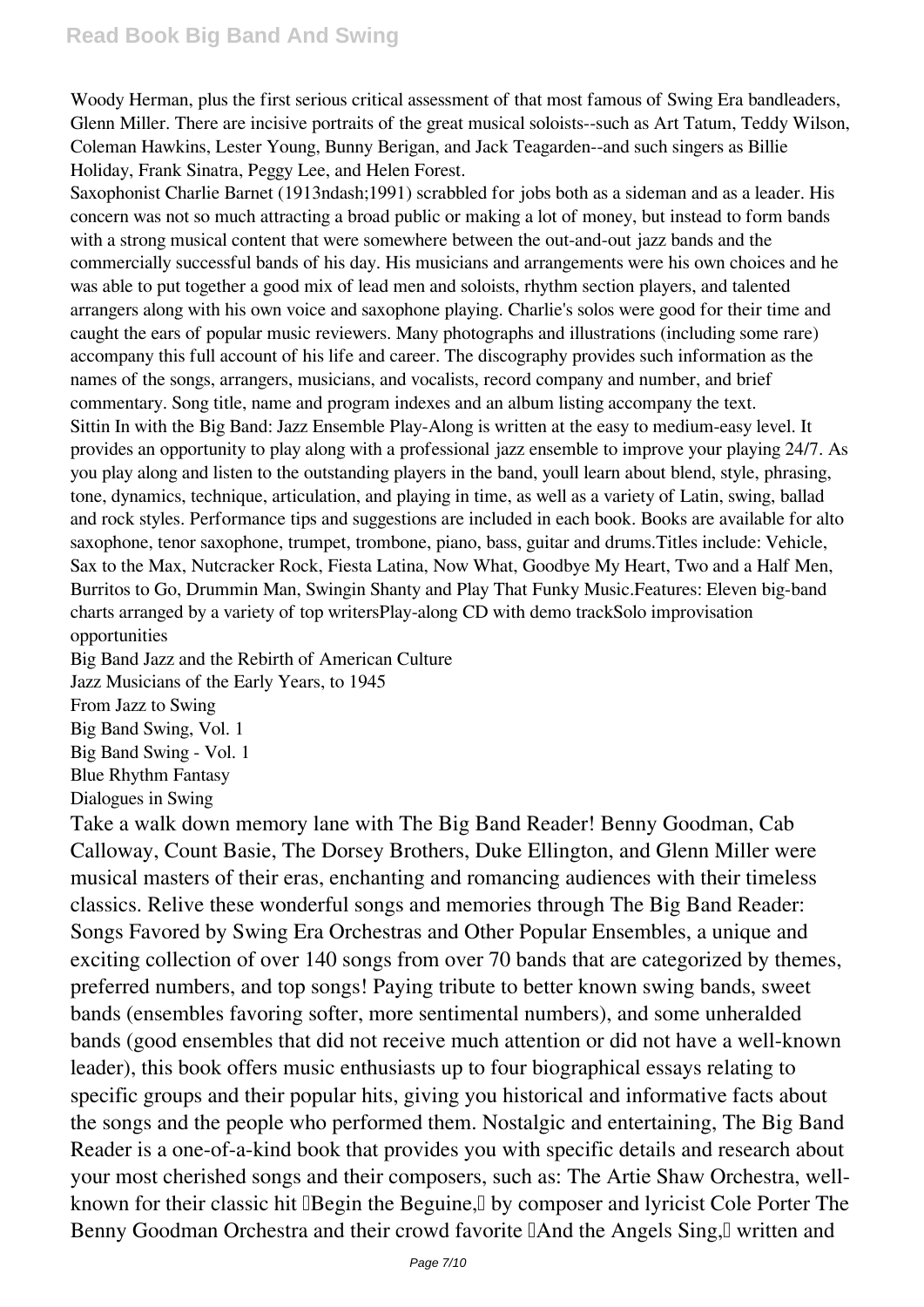Woody Herman, plus the first serious critical assessment of that most famous of Swing Era bandleaders, Glenn Miller. There are incisive portraits of the great musical soloists--such as Art Tatum, Teddy Wilson, Coleman Hawkins, Lester Young, Bunny Berigan, and Jack Teagarden--and such singers as Billie Holiday, Frank Sinatra, Peggy Lee, and Helen Forest.

Saxophonist Charlie Barnet (1913ndash;1991) scrabbled for jobs both as a sideman and as a leader. His concern was not so much attracting a broad public or making a lot of money, but instead to form bands with a strong musical content that were somewhere between the out-and-out jazz bands and the commercially successful bands of his day. His musicians and arrangements were his own choices and he was able to put together a good mix of lead men and soloists, rhythm section players, and talented arrangers along with his own voice and saxophone playing. Charlie's solos were good for their time and caught the ears of popular music reviewers. Many photographs and illustrations (including some rare) accompany this full account of his life and career. The discography provides such information as the names of the songs, arrangers, musicians, and vocalists, record company and number, and brief commentary. Song title, name and program indexes and an album listing accompany the text.

Sittin In with the Big Band: Jazz Ensemble Play-Along is written at the easy to medium-easy level. It provides an opportunity to play along with a professional jazz ensemble to improve your playing 24/7. As you play along and listen to the outstanding players in the band, youll learn about blend, style, phrasing, tone, dynamics, technique, articulation, and playing in time, as well as a variety of Latin, swing, ballad and rock styles. Performance tips and suggestions are included in each book. Books are available for alto saxophone, tenor saxophone, trumpet, trombone, piano, bass, guitar and drums.Titles include: Vehicle, Sax to the Max, Nutcracker Rock, Fiesta Latina, Now What, Goodbye My Heart, Two and a Half Men, Burritos to Go, Drummin Man, Swingin Shanty and Play That Funky Music.Features: Eleven big-band charts arranged by a variety of top writersPlay-along CD with demo trackSolo improvisation opportunities

Big Band Jazz and the Rebirth of American Culture
Jazz Musicians of the Early Years, to 1945
From Jazz to Swing
Big Band Swing, Vol. 1
Big Band Swing - Vol. 1
Blue Rhythm Fantasy
Dialogues in Swing

Take a walk down memory lane with The Big Band Reader! Benny Goodman, Cab Calloway, Count Basie, The Dorsey Brothers, Duke Ellington, and Glenn Miller were musical masters of their eras, enchanting and romancing audiences with their timeless classics. Relive these wonderful songs and memories through The Big Band Reader: Songs Favored by Swing Era Orchestras and Other Popular Ensembles, a unique and exciting collection of over 140 songs from over 70 bands that are categorized by themes, preferred numbers, and top songs! Paying tribute to better known swing bands, sweet bands (ensembles favoring softer, more sentimental numbers), and some unheralded bands (good ensembles that did not receive much attention or did not have a well-known leader), this book offers music enthusiasts up to four biographical essays relating to specific groups and their popular hits, giving you historical and informative facts about the songs and the people who performed them. Nostalgic and entertaining, The Big Band Reader is a one-of-a-kind book that provides you with specific details and research about your most cherished songs and their composers, such as: The Artie Shaw Orchestra, well-known for their classic hit "Begin the Beguine," by composer and lyricist Cole Porter The Benny Goodman Orchestra and their crowd favorite "And the Angels Sing," written and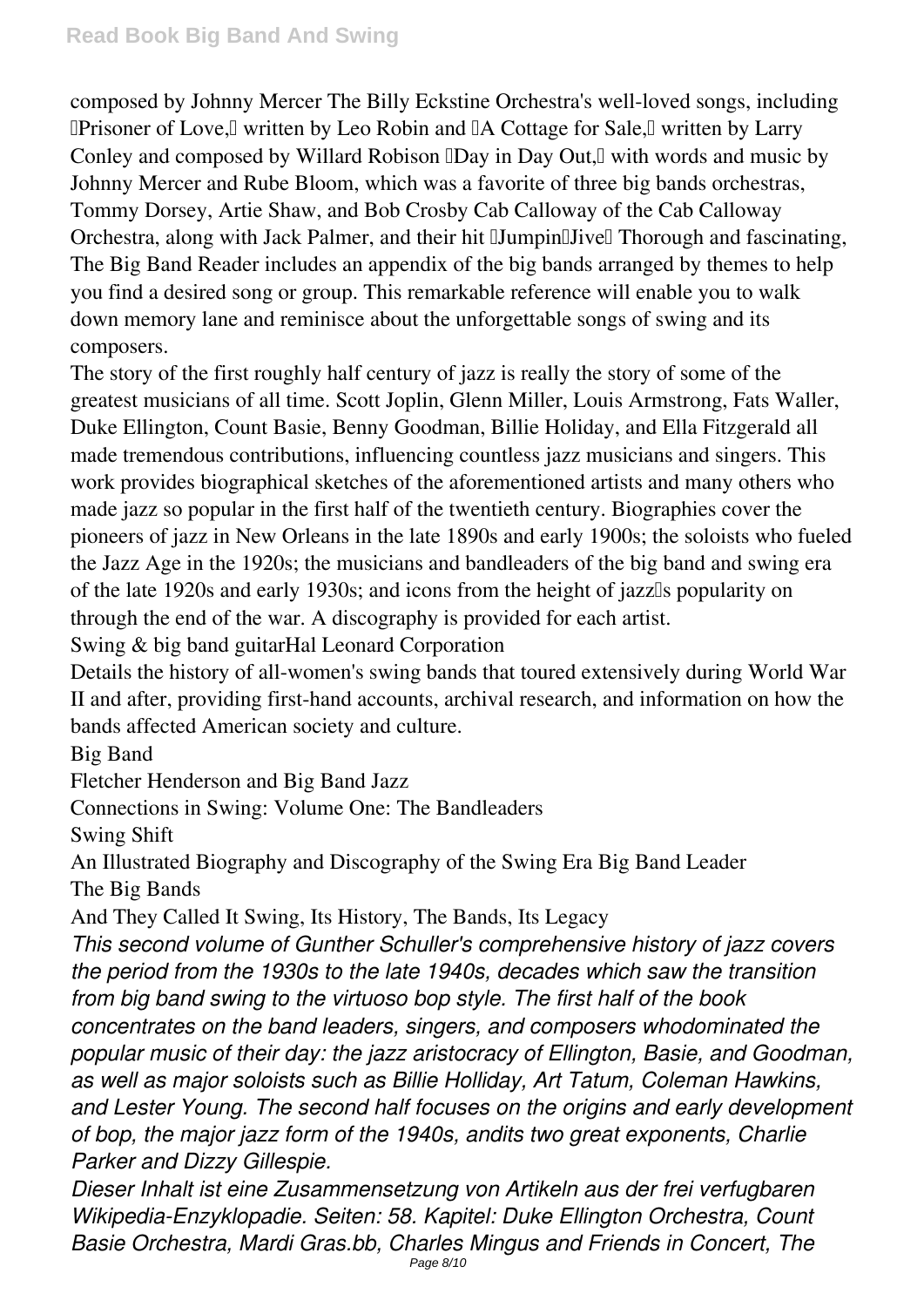composed by Johnny Mercer The Billy Eckstine Orchestra's well-loved songs, including "Prisoner of Love," written by Leo Robin and "A Cottage for Sale," written by Larry Conley and composed by Willard Robison "Day in Day Out," with words and music by Johnny Mercer and Rube Bloom, which was a favorite of three big bands orchestras, Tommy Dorsey, Artie Shaw, and Bob Crosby Cab Calloway of the Cab Calloway Orchestra, along with Jack Palmer, and their hit "Jumpin' Jive" Thorough and fascinating, The Big Band Reader includes an appendix of the big bands arranged by themes to help you find a desired song or group. This remarkable reference will enable you to walk down memory lane and reminisce about the unforgettable songs of swing and its composers.

The story of the first roughly half century of jazz is really the story of some of the greatest musicians of all time. Scott Joplin, Glenn Miller, Louis Armstrong, Fats Waller, Duke Ellington, Count Basie, Benny Goodman, Billie Holiday, and Ella Fitzgerald all made tremendous contributions, influencing countless jazz musicians and singers. This work provides biographical sketches of the aforementioned artists and many others who made jazz so popular in the first half of the twentieth century. Biographies cover the pioneers of jazz in New Orleans in the late 1890s and early 1900s; the soloists who fueled the Jazz Age in the 1920s; the musicians and bandleaders of the big band and swing era of the late 1920s and early 1930s; and icons from the height of jazz's popularity on through the end of the war. A discography is provided for each artist.

Swing & big band guitarHal Leonard Corporation

Details the history of all-women's swing bands that toured extensively during World War II and after, providing first-hand accounts, archival research, and information on how the bands affected American society and culture.

Big Band

Fletcher Henderson and Big Band Jazz

Connections in Swing: Volume One: The Bandleaders

Swing Shift

An Illustrated Biography and Discography of the Swing Era Big Band Leader

The Big Bands

And They Called It Swing, Its History, The Bands, Its Legacy

*This second volume of Gunther Schuller's comprehensive history of jazz covers the period from the 1930s to the late 1940s, decades which saw the transition from big band swing to the virtuoso bop style. The first half of the book concentrates on the band leaders, singers, and composers whodominated the popular music of their day: the jazz aristocracy of Ellington, Basie, and Goodman, as well as major soloists such as Billie Holliday, Art Tatum, Coleman Hawkins, and Lester Young. The second half focuses on the origins and early development of bop, the major jazz form of the 1940s, andits two great exponents, Charlie Parker and Dizzy Gillespie.*

*Dieser Inhalt ist eine Zusammensetzung von Artikeln aus der frei verfugbaren Wikipedia-Enzyklopadie. Seiten: 58. Kapitel: Duke Ellington Orchestra, Count Basie Orchestra, Mardi Gras.bb, Charles Mingus and Friends in Concert, The*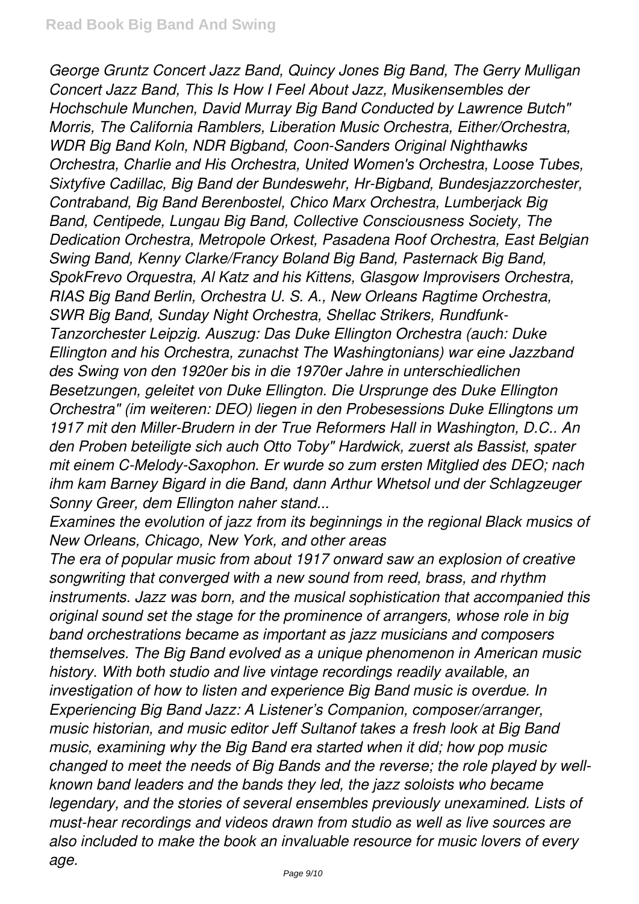*George Gruntz Concert Jazz Band, Quincy Jones Big Band, The Gerry Mulligan Concert Jazz Band, This Is How I Feel About Jazz, Musikensembles der Hochschule Munchen, David Murray Big Band Conducted by Lawrence Butch" Morris, The California Ramblers, Liberation Music Orchestra, Either/Orchestra, WDR Big Band Koln, NDR Bigband, Coon-Sanders Original Nighthawks Orchestra, Charlie and His Orchestra, United Women's Orchestra, Loose Tubes, Sixtyfive Cadillac, Big Band der Bundeswehr, Hr-Bigband, Bundesjazzorchester, Contraband, Big Band Berenbostel, Chico Marx Orchestra, Lumberjack Big Band, Centipede, Lungau Big Band, Collective Consciousness Society, The Dedication Orchestra, Metropole Orkest, Pasadena Roof Orchestra, East Belgian Swing Band, Kenny Clarke/Francy Boland Big Band, Pasternack Big Band, SpokFrevo Orquestra, Al Katz and his Kittens, Glasgow Improvisers Orchestra, RIAS Big Band Berlin, Orchestra U. S. A., New Orleans Ragtime Orchestra, SWR Big Band, Sunday Night Orchestra, Shellac Strikers, Rundfunk-Tanzorchester Leipzig. Auszug: Das Duke Ellington Orchestra (auch: Duke Ellington and his Orchestra, zunachst The Washingtonians) war eine Jazzband des Swing von den 1920er bis in die 1970er Jahre in unterschiedlichen Besetzungen, geleitet von Duke Ellington. Die Ursprunge des Duke Ellington Orchestra" (im weiteren: DEO) liegen in den Probesessions Duke Ellingtons um 1917 mit den Miller-Brudern in der True Reformers Hall in Washington, D.C.. An den Proben beteiligte sich auch Otto Toby" Hardwick, zuerst als Bassist, spater mit einem C-Melody-Saxophon. Er wurde so zum ersten Mitglied des DEO; nach ihm kam Barney Bigard in die Band, dann Arthur Whetsol und der Schlagzeuger Sonny Greer, dem Ellington naher stand...*

*Examines the evolution of jazz from its beginnings in the regional Black musics of New Orleans, Chicago, New York, and other areas*

*The era of popular music from about 1917 onward saw an explosion of creative songwriting that converged with a new sound from reed, brass, and rhythm instruments. Jazz was born, and the musical sophistication that accompanied this original sound set the stage for the prominence of arrangers, whose role in big band orchestrations became as important as jazz musicians and composers themselves. The Big Band evolved as a unique phenomenon in American music history. With both studio and live vintage recordings readily available, an investigation of how to listen and experience Big Band music is overdue. In Experiencing Big Band Jazz: A Listener's Companion, composer/arranger, music historian, and music editor Jeff Sultanof takes a fresh look at Big Band music, examining why the Big Band era started when it did; how pop music changed to meet the needs of Big Bands and the reverse; the role played by well-known band leaders and the bands they led, the jazz soloists who became legendary, and the stories of several ensembles previously unexamined. Lists of must-hear recordings and videos drawn from studio as well as live sources are also included to make the book an invaluable resource for music lovers of every age.*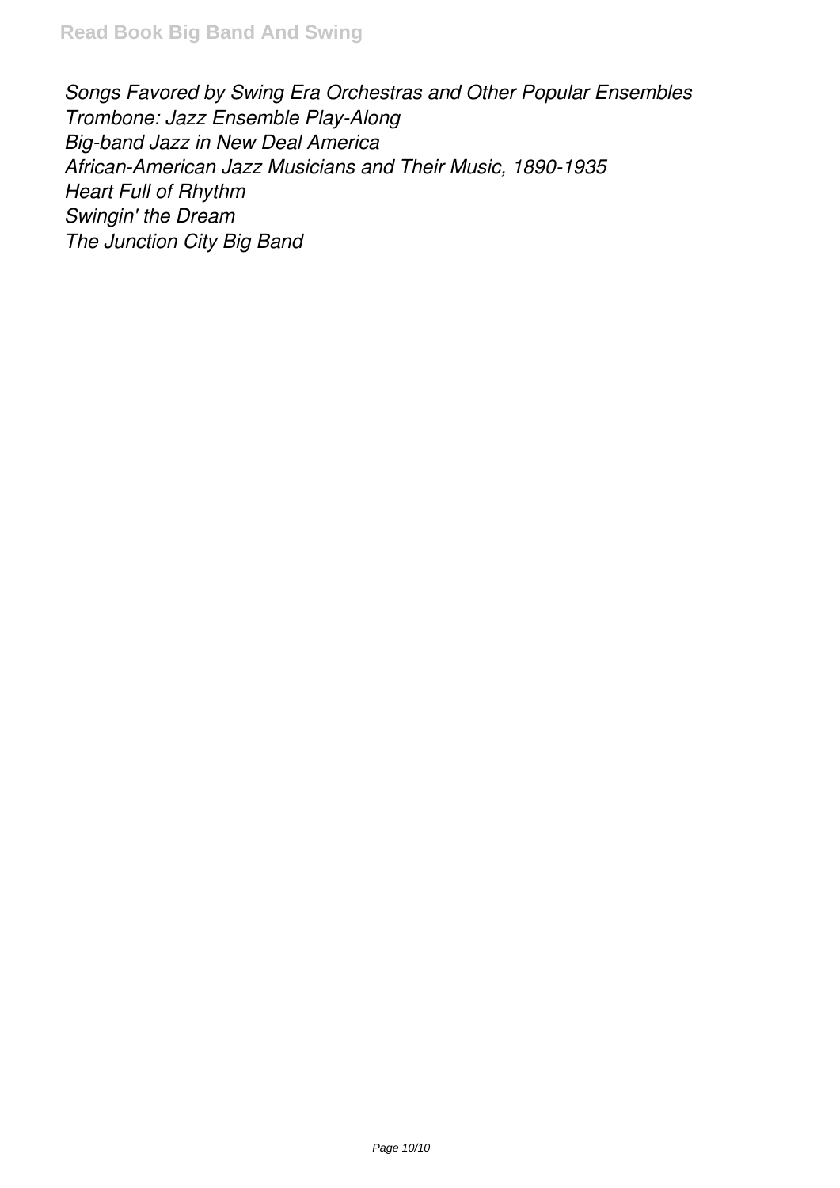*Songs Favored by Swing Era Orchestras and Other Popular Ensembles*
*Trombone: Jazz Ensemble Play-Along*
*Big-band Jazz in New Deal America*
*African-American Jazz Musicians and Their Music, 1890-1935*
*Heart Full of Rhythm*
*Swingin' the Dream*
*The Junction City Big Band*